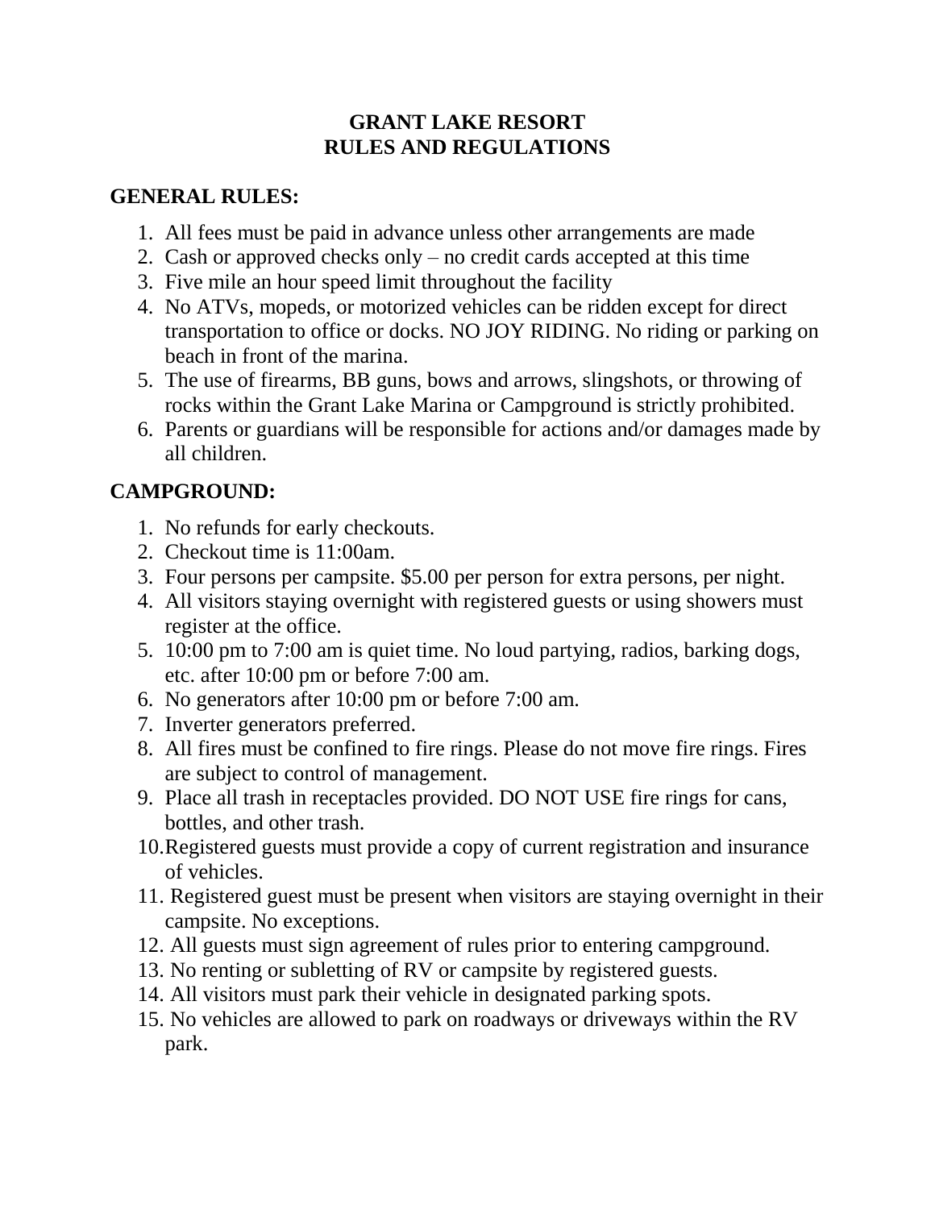# GRANT LAKE RESORT
# RULES AND REGULATIONS

## GENERAL RULES:

1. All fees must be paid in advance unless other arrangements are made
2. Cash or approved checks only – no credit cards accepted at this time
3. Five mile an hour speed limit throughout the facility
4. No ATVs, mopeds, or motorized vehicles can be ridden except for direct transportation to office or docks. NO JOY RIDING. No riding or parking on beach in front of the marina.
5. The use of firearms, BB guns, bows and arrows, slingshots, or throwing of rocks within the Grant Lake Marina or Campground is strictly prohibited.
6. Parents or guardians will be responsible for actions and/or damages made by all children.

## CAMPGROUND:

1. No refunds for early checkouts.
2. Checkout time is 11:00am.
3. Four persons per campsite. $5.00 per person for extra persons, per night.
4. All visitors staying overnight with registered guests or using showers must register at the office.
5. 10:00 pm to 7:00 am is quiet time. No loud partying, radios, barking dogs, etc. after 10:00 pm or before 7:00 am.
6. No generators after 10:00 pm or before 7:00 am.
7. Inverter generators preferred.
8. All fires must be confined to fire rings. Please do not move fire rings. Fires are subject to control of management.
9. Place all trash in receptacles provided. DO NOT USE fire rings for cans, bottles, and other trash.
10. Registered guests must provide a copy of current registration and insurance of vehicles.
11. Registered guest must be present when visitors are staying overnight in their campsite. No exceptions.
12. All guests must sign agreement of rules prior to entering campground.
13. No renting or subletting of RV or campsite by registered guests.
14. All visitors must park their vehicle in designated parking spots.
15. No vehicles are allowed to park on roadways or driveways within the RV park.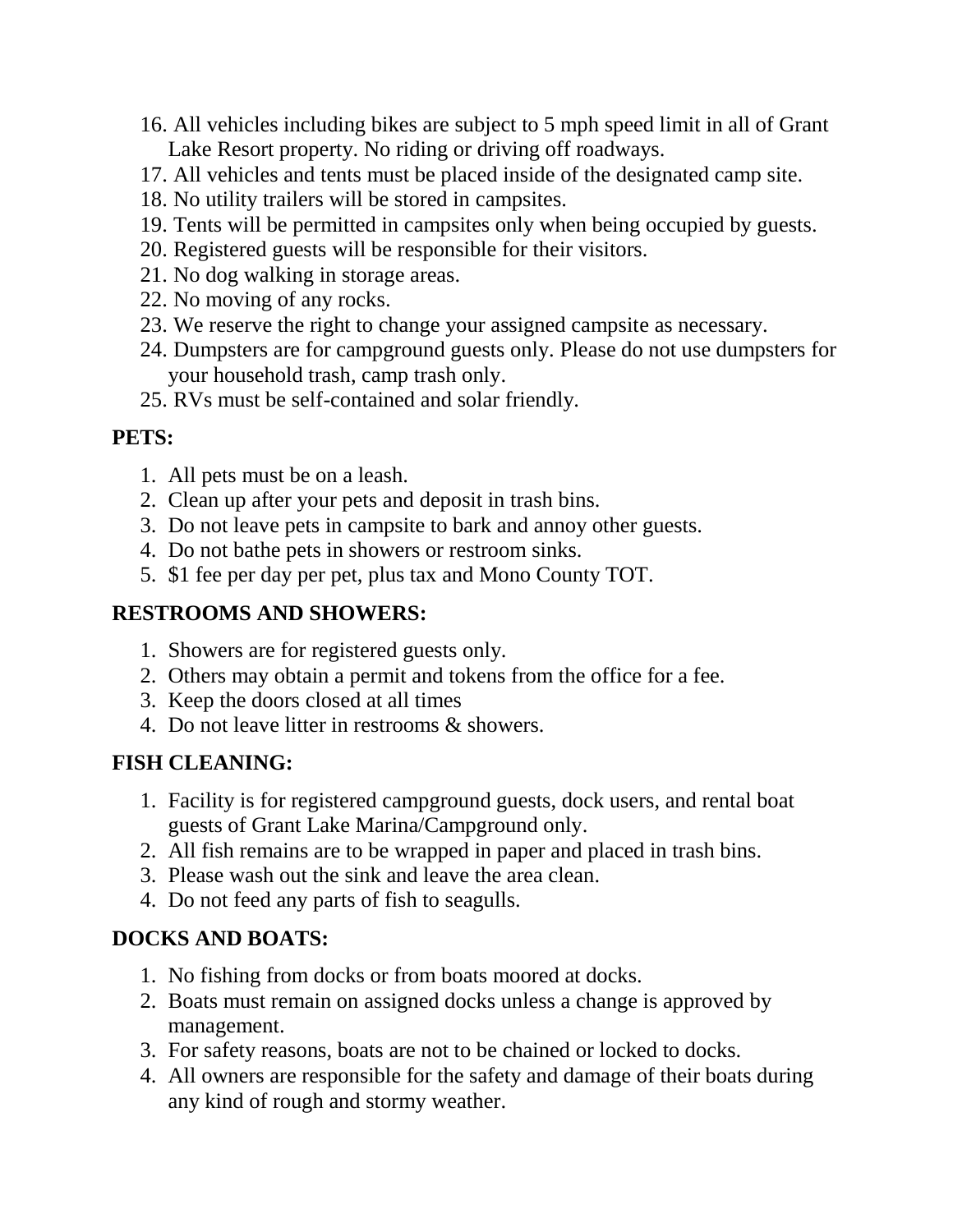16. All vehicles including bikes are subject to 5 mph speed limit in all of Grant Lake Resort property. No riding or driving off roadways.
17. All vehicles and tents must be placed inside of the designated camp site.
18. No utility trailers will be stored in campsites.
19. Tents will be permitted in campsites only when being occupied by guests.
20. Registered guests will be responsible for their visitors.
21. No dog walking in storage areas.
22. No moving of any rocks.
23. We reserve the right to change your assigned campsite as necessary.
24. Dumpsters are for campground guests only. Please do not use dumpsters for your household trash, camp trash only.
25. RVs must be self-contained and solar friendly.

**PETS:**

1. All pets must be on a leash.
2. Clean up after your pets and deposit in trash bins.
3. Do not leave pets in campsite to bark and annoy other guests.
4. Do not bathe pets in showers or restroom sinks.
5. $1 fee per day per pet, plus tax and Mono County TOT.

**RESTROOMS AND SHOWERS:**

1. Showers are for registered guests only.
2. Others may obtain a permit and tokens from the office for a fee.
3. Keep the doors closed at all times
4. Do not leave litter in restrooms & showers.

**FISH CLEANING:**

1. Facility is for registered campground guests, dock users, and rental boat guests of Grant Lake Marina/Campground only.
2. All fish remains are to be wrapped in paper and placed in trash bins.
3. Please wash out the sink and leave the area clean.
4. Do not feed any parts of fish to seagulls.

**DOCKS AND BOATS:**

1. No fishing from docks or from boats moored at docks.
2. Boats must remain on assigned docks unless a change is approved by management.
3. For safety reasons, boats are not to be chained or locked to docks.
4. All owners are responsible for the safety and damage of their boats during any kind of rough and stormy weather.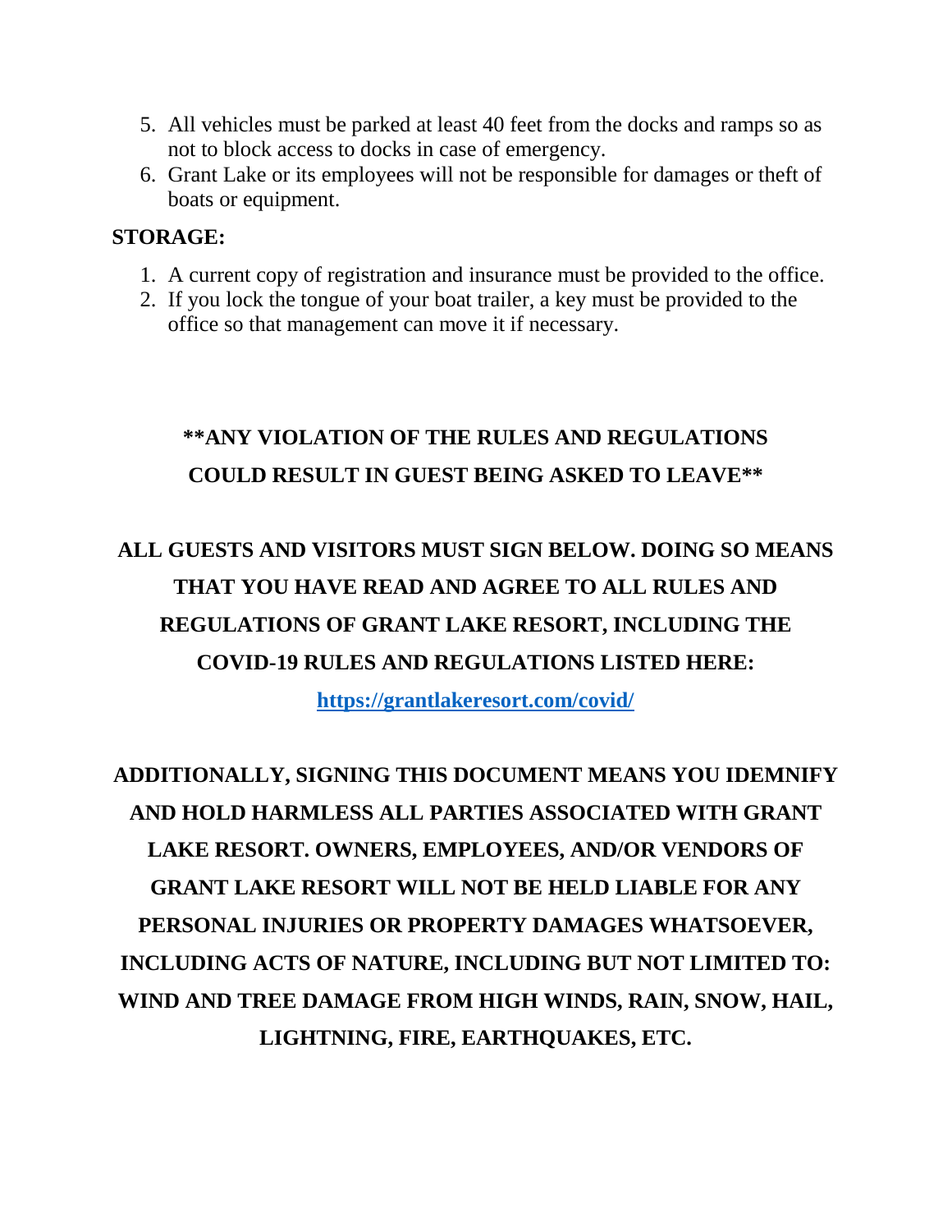5. All vehicles must be parked at least 40 feet from the docks and ramps so as not to block access to docks in case of emergency.
6. Grant Lake or its employees will not be responsible for damages or theft of boats or equipment.

**STORAGE:**

1. A current copy of registration and insurance must be provided to the office.
2. If you lock the tongue of your boat trailer, a key must be provided to the office so that management can move it if necessary.

**\*\*ANY VIOLATION OF THE RULES AND REGULATIONS COULD RESULT IN GUEST BEING ASKED TO LEAVE\*\***

**ALL GUESTS AND VISITORS MUST SIGN BELOW. DOING SO MEANS THAT YOU HAVE READ AND AGREE TO ALL RULES AND REGULATIONS OF GRANT LAKE RESORT, INCLUDING THE COVID-19 RULES AND REGULATIONS LISTED HERE:**

**https://grantlakeresort.com/covid/**

**ADDITIONALLY, SIGNING THIS DOCUMENT MEANS YOU IDEMNIFY AND HOLD HARMLESS ALL PARTIES ASSOCIATED WITH GRANT LAKE RESORT. OWNERS, EMPLOYEES, AND/OR VENDORS OF GRANT LAKE RESORT WILL NOT BE HELD LIABLE FOR ANY PERSONAL INJURIES OR PROPERTY DAMAGES WHATSOEVER, INCLUDING ACTS OF NATURE, INCLUDING BUT NOT LIMITED TO: WIND AND TREE DAMAGE FROM HIGH WINDS, RAIN, SNOW, HAIL, LIGHTNING, FIRE, EARTHQUAKES, ETC.**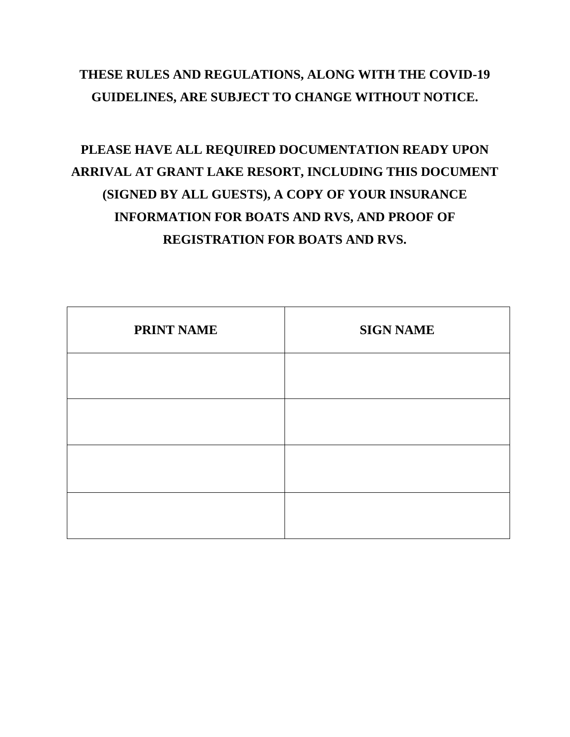**THESE RULES AND REGULATIONS, ALONG WITH THE COVID-19 GUIDELINES, ARE SUBJECT TO CHANGE WITHOUT NOTICE.**

**PLEASE HAVE ALL REQUIRED DOCUMENTATION READY UPON ARRIVAL AT GRANT LAKE RESORT, INCLUDING THIS DOCUMENT (SIGNED BY ALL GUESTS), A COPY OF YOUR INSURANCE INFORMATION FOR BOATS AND RVS, AND PROOF OF REGISTRATION FOR BOATS AND RVS.**

| PRINT NAME | SIGN NAME |
| --- | --- |
| | |
| | |
| | |
| | |